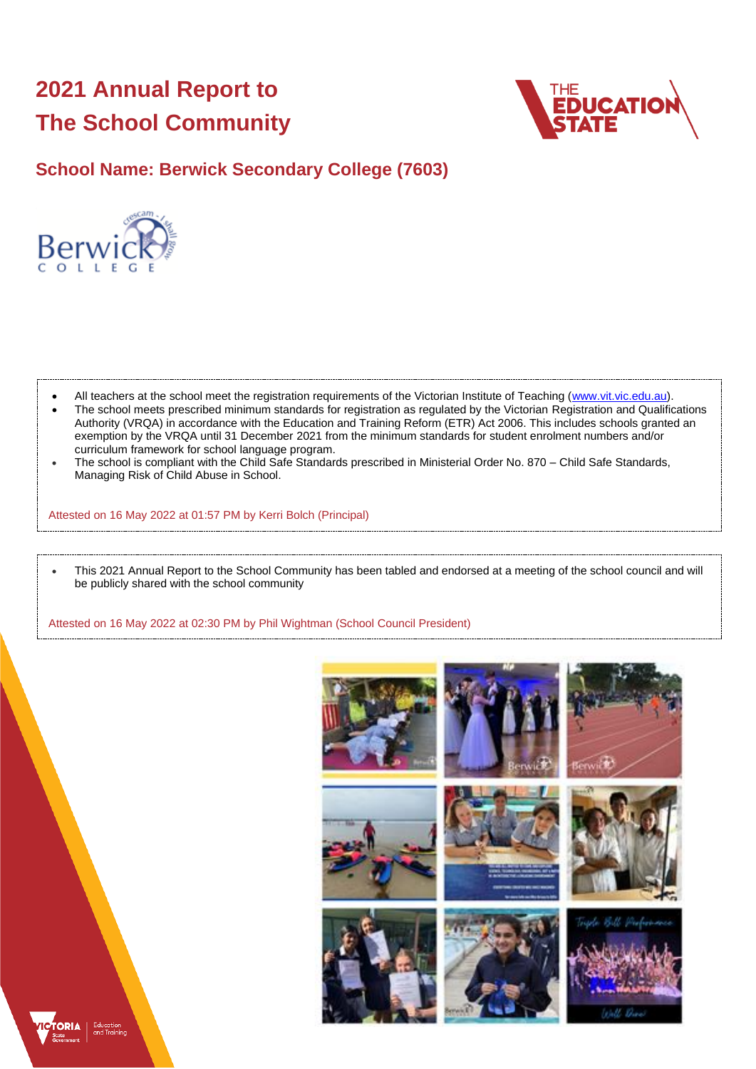# 2021 Annual Report to The School Community

## School Name: Berwick Secondary College (7603)

- All teachers at the school meet the registration requirements of the Victorian Institute of Teaching (www.vit.vic.edu.au).
- The school meets prescribed minimum standards for registration as regulated by the Victorian Registration and Qualifications Authority (VRQA) in accordance with the Education and Training Reform (ETR) Act 2006. This includes schools granted an exemption by the VRQA until 31 December 2021 from the minimum standards for student enrolment numbers and/or curriculum framework for school language program.
- The school is compliant with the Child Safe Standards prescribed in Ministerial Order No. 870 – Child Safe Standards, Managing Risk of Child Abuse in School.

Attested on 16 May 2022 at 01:57 PM by Kerri Bolch (Principal)

- This 2021 Annual Report to the School Community has been tabled and endorsed at a meeting of the school council and will be publicly shared with the school community

Attested on 16 May 2022 at 02:30 PM by Phil Wightman (School Council President)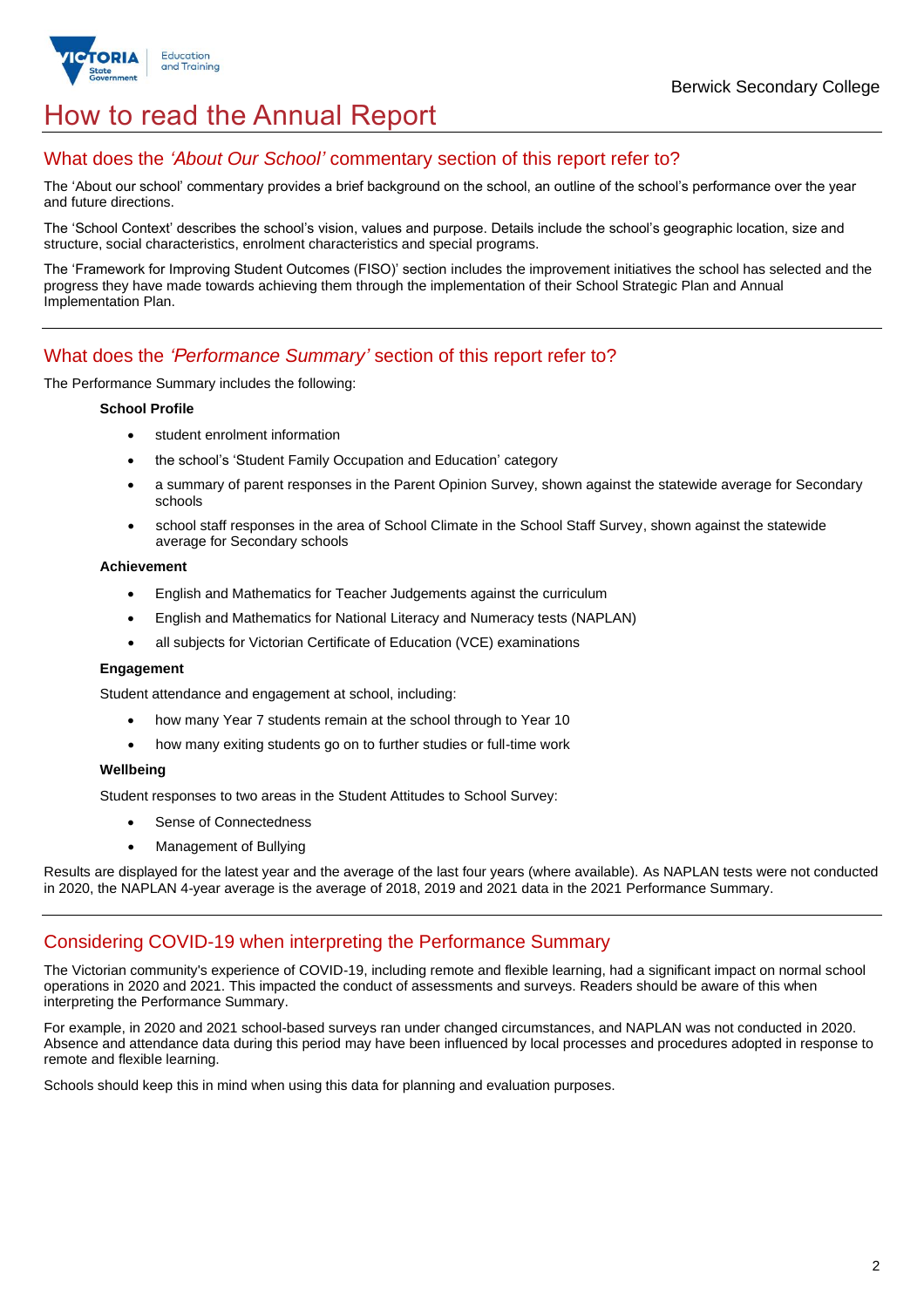# How to read the Annual Report

## What does the *'About Our School'* commentary section of this report refer to?

The 'About our school' commentary provides a brief background on the school, an outline of the school's performance over the year and future directions.

The 'School Context' describes the school's vision, values and purpose. Details include the school's geographic location, size and structure, social characteristics, enrolment characteristics and special programs.

The 'Framework for Improving Student Outcomes (FISO)' section includes the improvement initiatives the school has selected and the progress they have made towards achieving them through the implementation of their School Strategic Plan and Annual Implementation Plan.

## What does the *'Performance Summary'* section of this report refer to?

The Performance Summary includes the following:

**School Profile**

- student enrolment information
- the school's 'Student Family Occupation and Education' category
- a summary of parent responses in the Parent Opinion Survey, shown against the statewide average for Secondary schools
- school staff responses in the area of School Climate in the School Staff Survey, shown against the statewide average for Secondary schools

**Achievement**

- English and Mathematics for Teacher Judgements against the curriculum
- English and Mathematics for National Literacy and Numeracy tests (NAPLAN)
- all subjects for Victorian Certificate of Education (VCE) examinations

**Engagement**

Student attendance and engagement at school, including:

- how many Year 7 students remain at the school through to Year 10
- how many exiting students go on to further studies or full-time work

**Wellbeing**

Student responses to two areas in the Student Attitudes to School Survey:

- Sense of Connectedness
- Management of Bullying

Results are displayed for the latest year and the average of the last four years (where available). As NAPLAN tests were not conducted in 2020, the NAPLAN 4-year average is the average of 2018, 2019 and 2021 data in the 2021 Performance Summary.

## Considering COVID-19 when interpreting the Performance Summary

The Victorian community's experience of COVID-19, including remote and flexible learning, had a significant impact on normal school operations in 2020 and 2021. This impacted the conduct of assessments and surveys. Readers should be aware of this when interpreting the Performance Summary.

For example, in 2020 and 2021 school-based surveys ran under changed circumstances, and NAPLAN was not conducted in 2020. Absence and attendance data during this period may have been influenced by local processes and procedures adopted in response to remote and flexible learning.

Schools should keep this in mind when using this data for planning and evaluation purposes.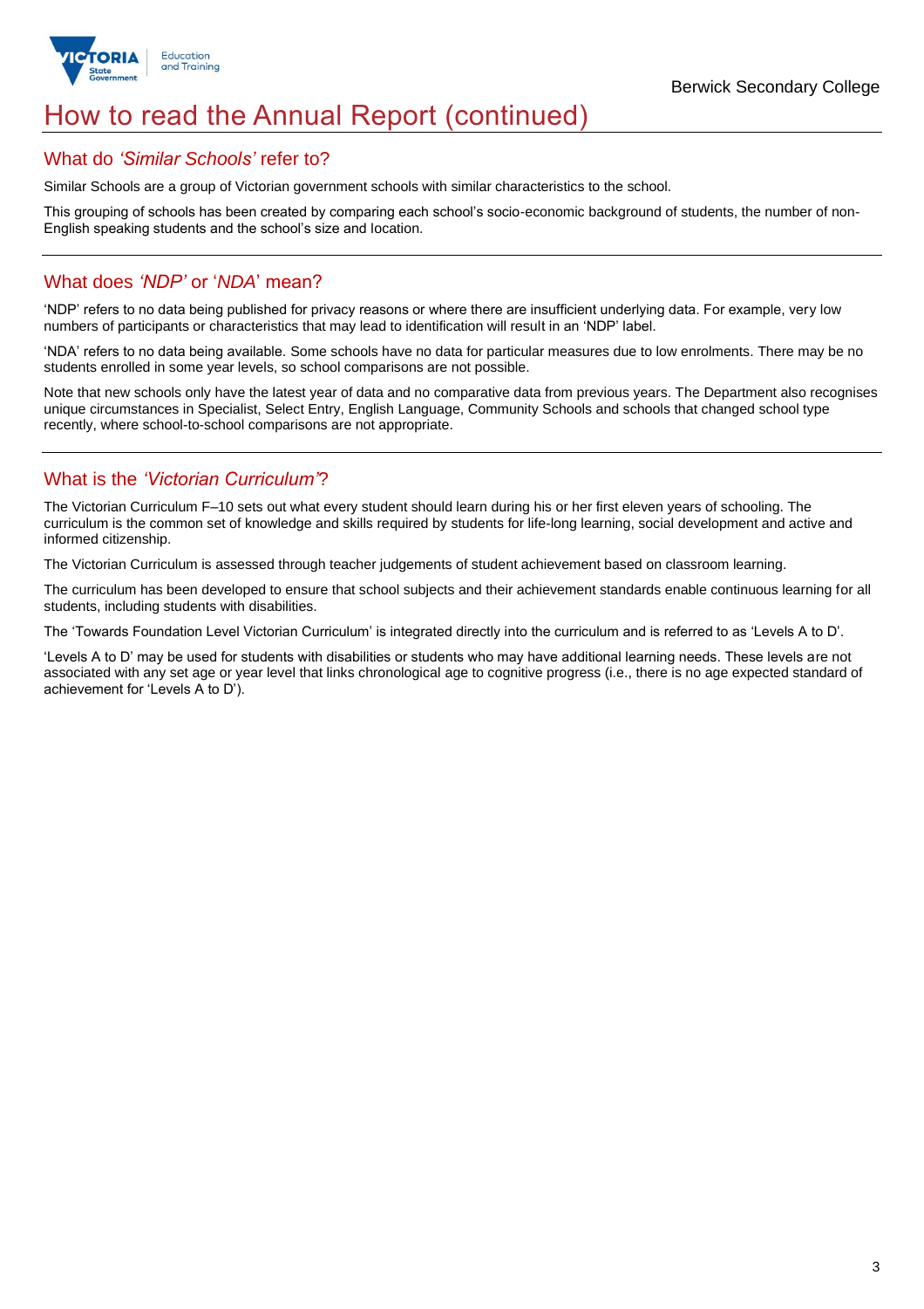# How to read the Annual Report (continued)

## What do *'Similar Schools'* refer to?

Similar Schools are a group of Victorian government schools with similar characteristics to the school.

This grouping of schools has been created by comparing each school's socio-economic background of students, the number of non-English speaking students and the school's size and location.

## What does *'NDP'* or '*NDA*' mean?

'NDP' refers to no data being published for privacy reasons or where there are insufficient underlying data. For example, very low numbers of participants or characteristics that may lead to identification will result in an 'NDP' label.

'NDA' refers to no data being available. Some schools have no data for particular measures due to low enrolments. There may be no students enrolled in some year levels, so school comparisons are not possible.

Note that new schools only have the latest year of data and no comparative data from previous years. The Department also recognises unique circumstances in Specialist, Select Entry, English Language, Community Schools and schools that changed school type recently, where school-to-school comparisons are not appropriate.

## What is the *'Victorian Curriculum'*?

The Victorian Curriculum F–10 sets out what every student should learn during his or her first eleven years of schooling. The curriculum is the common set of knowledge and skills required by students for life-long learning, social development and active and informed citizenship.

The Victorian Curriculum is assessed through teacher judgements of student achievement based on classroom learning.

The curriculum has been developed to ensure that school subjects and their achievement standards enable continuous learning for all students, including students with disabilities.

The 'Towards Foundation Level Victorian Curriculum' is integrated directly into the curriculum and is referred to as 'Levels A to D'.

'Levels A to D' may be used for students with disabilities or students who may have additional learning needs. These levels are not associated with any set age or year level that links chronological age to cognitive progress (i.e., there is no age expected standard of achievement for 'Levels A to D').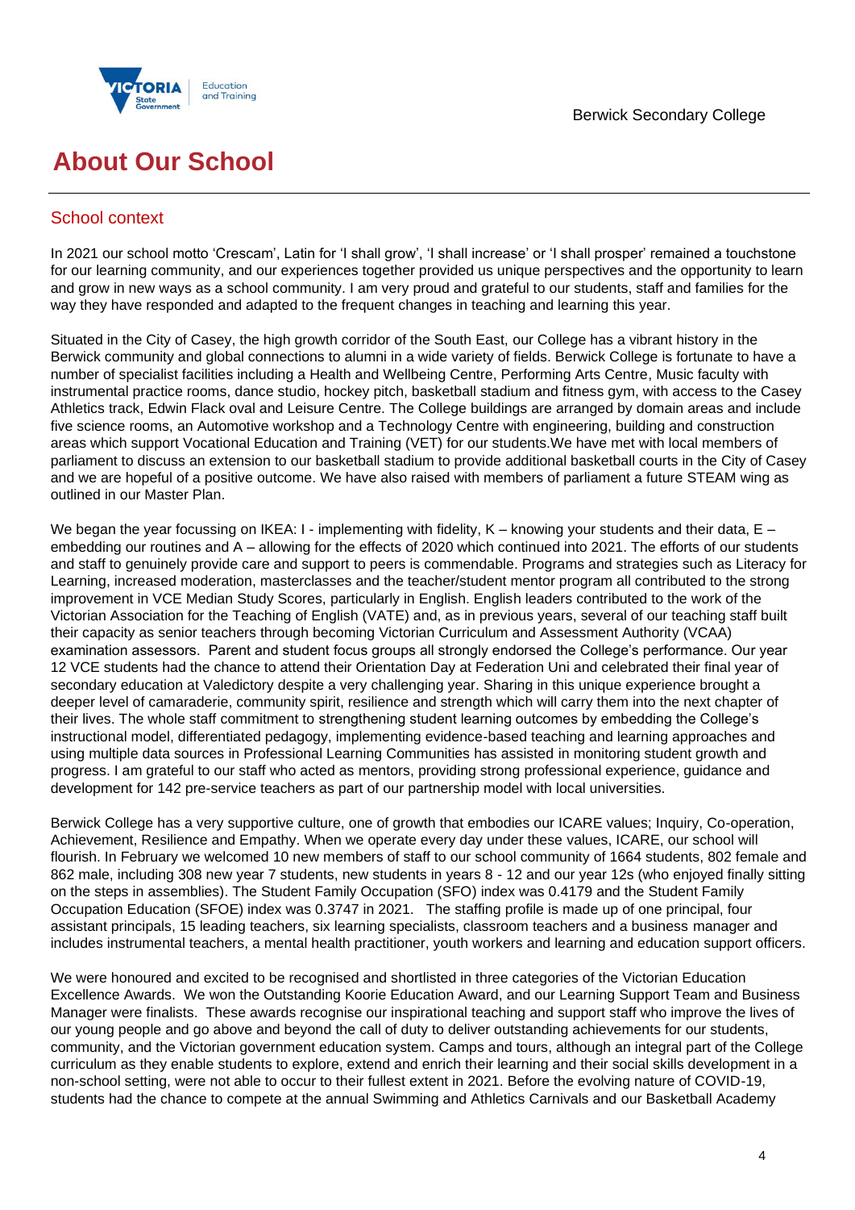# About Our School

## School context

In 2021 our school motto 'Crescam', Latin for 'I shall grow', 'I shall increase' or 'I shall prosper' remained a touchstone for our learning community, and our experiences together provided us unique perspectives and the opportunity to learn and grow in new ways as a school community. I am very proud and grateful to our students, staff and families for the way they have responded and adapted to the frequent changes in teaching and learning this year.

Situated in the City of Casey, the high growth corridor of the South East, our College has a vibrant history in the Berwick community and global connections to alumni in a wide variety of fields. Berwick College is fortunate to have a number of specialist facilities including a Health and Wellbeing Centre, Performing Arts Centre, Music faculty with instrumental practice rooms, dance studio, hockey pitch, basketball stadium and fitness gym, with access to the Casey Athletics track, Edwin Flack oval and Leisure Centre. The College buildings are arranged by domain areas and include five science rooms, an Automotive workshop and a Technology Centre with engineering, building and construction areas which support Vocational Education and Training (VET) for our students.We have met with local members of parliament to discuss an extension to our basketball stadium to provide additional basketball courts in the City of Casey and we are hopeful of a positive outcome. We have also raised with members of parliament a future STEAM wing as outlined in our Master Plan.

We began the year focussing on IKEA: I - implementing with fidelity, K – knowing your students and their data, E – embedding our routines and A – allowing for the effects of 2020 which continued into 2021. The efforts of our students and staff to genuinely provide care and support to peers is commendable. Programs and strategies such as Literacy for Learning, increased moderation, masterclasses and the teacher/student mentor program all contributed to the strong improvement in VCE Median Study Scores, particularly in English. English leaders contributed to the work of the Victorian Association for the Teaching of English (VATE) and, as in previous years, several of our teaching staff built their capacity as senior teachers through becoming Victorian Curriculum and Assessment Authority (VCAA) examination assessors. Parent and student focus groups all strongly endorsed the College's performance. Our year 12 VCE students had the chance to attend their Orientation Day at Federation Uni and celebrated their final year of secondary education at Valedictory despite a very challenging year. Sharing in this unique experience brought a deeper level of camaraderie, community spirit, resilience and strength which will carry them into the next chapter of their lives. The whole staff commitment to strengthening student learning outcomes by embedding the College's instructional model, differentiated pedagogy, implementing evidence-based teaching and learning approaches and using multiple data sources in Professional Learning Communities has assisted in monitoring student growth and progress. I am grateful to our staff who acted as mentors, providing strong professional experience, guidance and development for 142 pre-service teachers as part of our partnership model with local universities.

Berwick College has a very supportive culture, one of growth that embodies our ICARE values; Inquiry, Co-operation, Achievement, Resilience and Empathy. When we operate every day under these values, ICARE, our school will flourish. In February we welcomed 10 new members of staff to our school community of 1664 students, 802 female and 862 male, including 308 new year 7 students, new students in years 8 - 12 and our year 12s (who enjoyed finally sitting on the steps in assemblies). The Student Family Occupation (SFO) index was 0.4179 and the Student Family Occupation Education (SFOE) index was 0.3747 in 2021. The staffing profile is made up of one principal, four assistant principals, 15 leading teachers, six learning specialists, classroom teachers and a business manager and includes instrumental teachers, a mental health practitioner, youth workers and learning and education support officers.

We were honoured and excited to be recognised and shortlisted in three categories of the Victorian Education Excellence Awards. We won the Outstanding Koorie Education Award, and our Learning Support Team and Business Manager were finalists. These awards recognise our inspirational teaching and support staff who improve the lives of our young people and go above and beyond the call of duty to deliver outstanding achievements for our students, community, and the Victorian government education system. Camps and tours, although an integral part of the College curriculum as they enable students to explore, extend and enrich their learning and their social skills development in a non-school setting, were not able to occur to their fullest extent in 2021. Before the evolving nature of COVID-19, students had the chance to compete at the annual Swimming and Athletics Carnivals and our Basketball Academy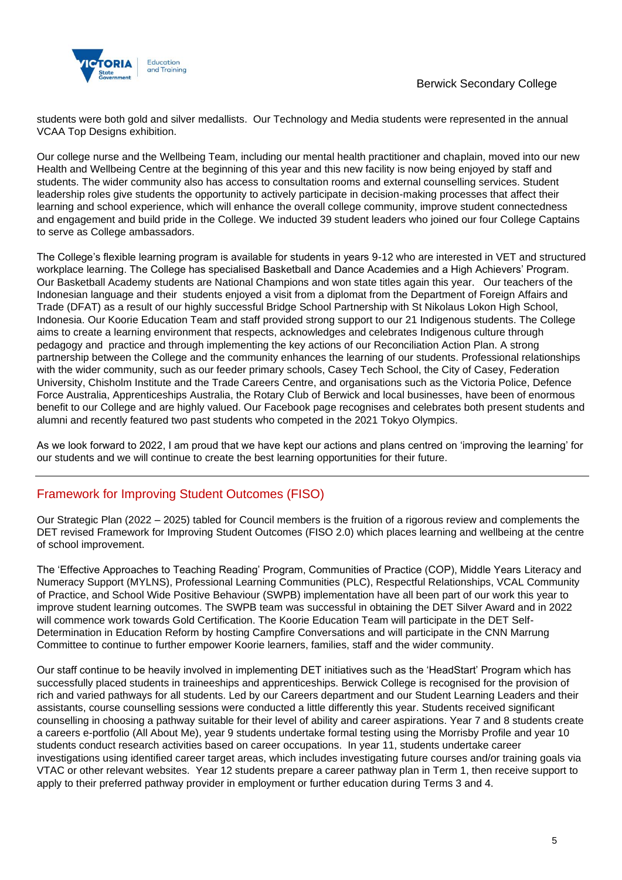students were both gold and silver medallists. Our Technology and Media students were represented in the annual VCAA Top Designs exhibition.

Our college nurse and the Wellbeing Team, including our mental health practitioner and chaplain, moved into our new Health and Wellbeing Centre at the beginning of this year and this new facility is now being enjoyed by staff and students. The wider community also has access to consultation rooms and external counselling services. Student leadership roles give students the opportunity to actively participate in decision-making processes that affect their learning and school experience, which will enhance the overall college community, improve student connectedness and engagement and build pride in the College. We inducted 39 student leaders who joined our four College Captains to serve as College ambassadors.

The College's flexible learning program is available for students in years 9-12 who are interested in VET and structured workplace learning. The College has specialised Basketball and Dance Academies and a High Achievers' Program. Our Basketball Academy students are National Champions and won state titles again this year. Our teachers of the Indonesian language and their students enjoyed a visit from a diplomat from the Department of Foreign Affairs and Trade (DFAT) as a result of our highly successful Bridge School Partnership with St Nikolaus Lokon High School, Indonesia. Our Koorie Education Team and staff provided strong support to our 21 Indigenous students. The College aims to create a learning environment that respects, acknowledges and celebrates Indigenous culture through pedagogy and practice and through implementing the key actions of our Reconciliation Action Plan. A strong partnership between the College and the community enhances the learning of our students. Professional relationships with the wider community, such as our feeder primary schools, Casey Tech School, the City of Casey, Federation University, Chisholm Institute and the Trade Careers Centre, and organisations such as the Victoria Police, Defence Force Australia, Apprenticeships Australia, the Rotary Club of Berwick and local businesses, have been of enormous benefit to our College and are highly valued. Our Facebook page recognises and celebrates both present students and alumni and recently featured two past students who competed in the 2021 Tokyo Olympics.

As we look forward to 2022, I am proud that we have kept our actions and plans centred on 'improving the learning' for our students and we will continue to create the best learning opportunities for their future.

## Framework for Improving Student Outcomes (FISO)

Our Strategic Plan (2022 – 2025) tabled for Council members is the fruition of a rigorous review and complements the DET revised Framework for Improving Student Outcomes (FISO 2.0) which places learning and wellbeing at the centre of school improvement.

The 'Effective Approaches to Teaching Reading' Program, Communities of Practice (COP), Middle Years Literacy and Numeracy Support (MYLNS), Professional Learning Communities (PLC), Respectful Relationships, VCAL Community of Practice, and School Wide Positive Behaviour (SWPB) implementation have all been part of our work this year to improve student learning outcomes. The SWPB team was successful in obtaining the DET Silver Award and in 2022 will commence work towards Gold Certification. The Koorie Education Team will participate in the DET Self-Determination in Education Reform by hosting Campfire Conversations and will participate in the CNN Marrung Committee to continue to further empower Koorie learners, families, staff and the wider community.

Our staff continue to be heavily involved in implementing DET initiatives such as the 'HeadStart' Program which has successfully placed students in traineeships and apprenticeships. Berwick College is recognised for the provision of rich and varied pathways for all students. Led by our Careers department and our Student Learning Leaders and their assistants, course counselling sessions were conducted a little differently this year. Students received significant counselling in choosing a pathway suitable for their level of ability and career aspirations. Year 7 and 8 students create a careers e-portfolio (All About Me), year 9 students undertake formal testing using the Morrisby Profile and year 10 students conduct research activities based on career occupations. In year 11, students undertake career investigations using identified career target areas, which includes investigating future courses and/or training goals via VTAC or other relevant websites. Year 12 students prepare a career pathway plan in Term 1, then receive support to apply to their preferred pathway provider in employment or further education during Terms 3 and 4.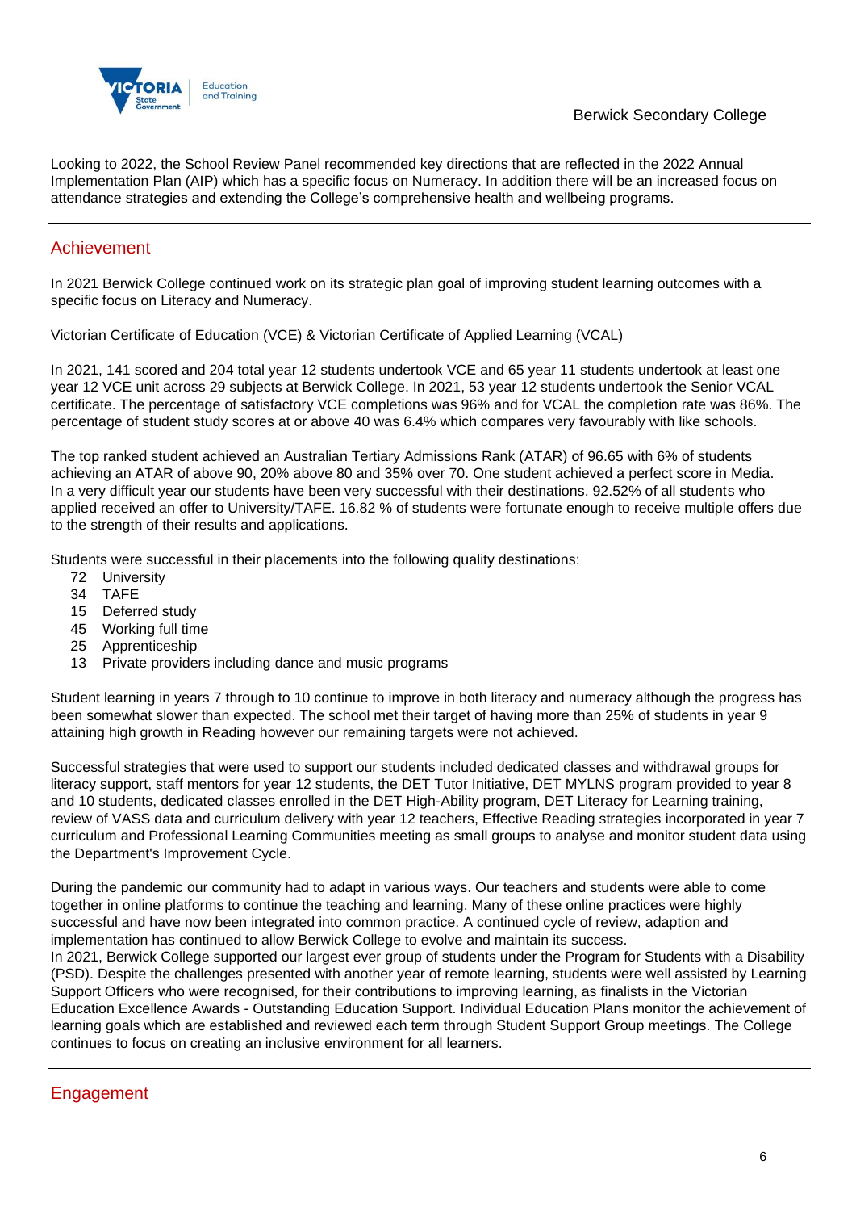Looking to 2022, the School Review Panel recommended key directions that are reflected in the 2022 Annual Implementation Plan (AIP) which has a specific focus on Numeracy. In addition there will be an increased focus on attendance strategies and extending the College's comprehensive health and wellbeing programs.

## Achievement

In 2021 Berwick College continued work on its strategic plan goal of improving student learning outcomes with a specific focus on Literacy and Numeracy.

Victorian Certificate of Education (VCE) & Victorian Certificate of Applied Learning (VCAL)

In 2021, 141 scored and 204 total year 12 students undertook VCE and 65 year 11 students undertook at least one year 12 VCE unit across 29 subjects at Berwick College. In 2021, 53 year 12 students undertook the Senior VCAL certificate. The percentage of satisfactory VCE completions was 96% and for VCAL the completion rate was 86%. The percentage of student study scores at or above 40 was 6.4% which compares very favourably with like schools.

The top ranked student achieved an Australian Tertiary Admissions Rank (ATAR) of 96.65 with 6% of students achieving an ATAR of above 90, 20% above 80 and 35% over 70. One student achieved a perfect score in Media. In a very difficult year our students have been very successful with their destinations. 92.52% of all students who applied received an offer to University/TAFE. 16.82 % of students were fortunate enough to receive multiple offers due to the strength of their results and applications.

Students were successful in their placements into the following quality destinations:

- 72 University
- 34 TAFE
- 15 Deferred study
- 45 Working full time
- 25 Apprenticeship
- 13 Private providers including dance and music programs

Student learning in years 7 through to 10 continue to improve in both literacy and numeracy although the progress has been somewhat slower than expected. The school met their target of having more than 25% of students in year 9 attaining high growth in Reading however our remaining targets were not achieved.

Successful strategies that were used to support our students included dedicated classes and withdrawal groups for literacy support, staff mentors for year 12 students, the DET Tutor Initiative, DET MYLNS program provided to year 8 and 10 students, dedicated classes enrolled in the DET High-Ability program, DET Literacy for Learning training, review of VASS data and curriculum delivery with year 12 teachers, Effective Reading strategies incorporated in year 7 curriculum and Professional Learning Communities meeting as small groups to analyse and monitor student data using the Department's Improvement Cycle.

During the pandemic our community had to adapt in various ways. Our teachers and students were able to come together in online platforms to continue the teaching and learning. Many of these online practices were highly successful and have now been integrated into common practice. A continued cycle of review, adaption and implementation has continued to allow Berwick College to evolve and maintain its success.
In 2021, Berwick College supported our largest ever group of students under the Program for Students with a Disability (PSD). Despite the challenges presented with another year of remote learning, students were well assisted by Learning Support Officers who were recognised, for their contributions to improving learning, as finalists in the Victorian Education Excellence Awards - Outstanding Education Support. Individual Education Plans monitor the achievement of learning goals which are established and reviewed each term through Student Support Group meetings. The College continues to focus on creating an inclusive environment for all learners.

## Engagement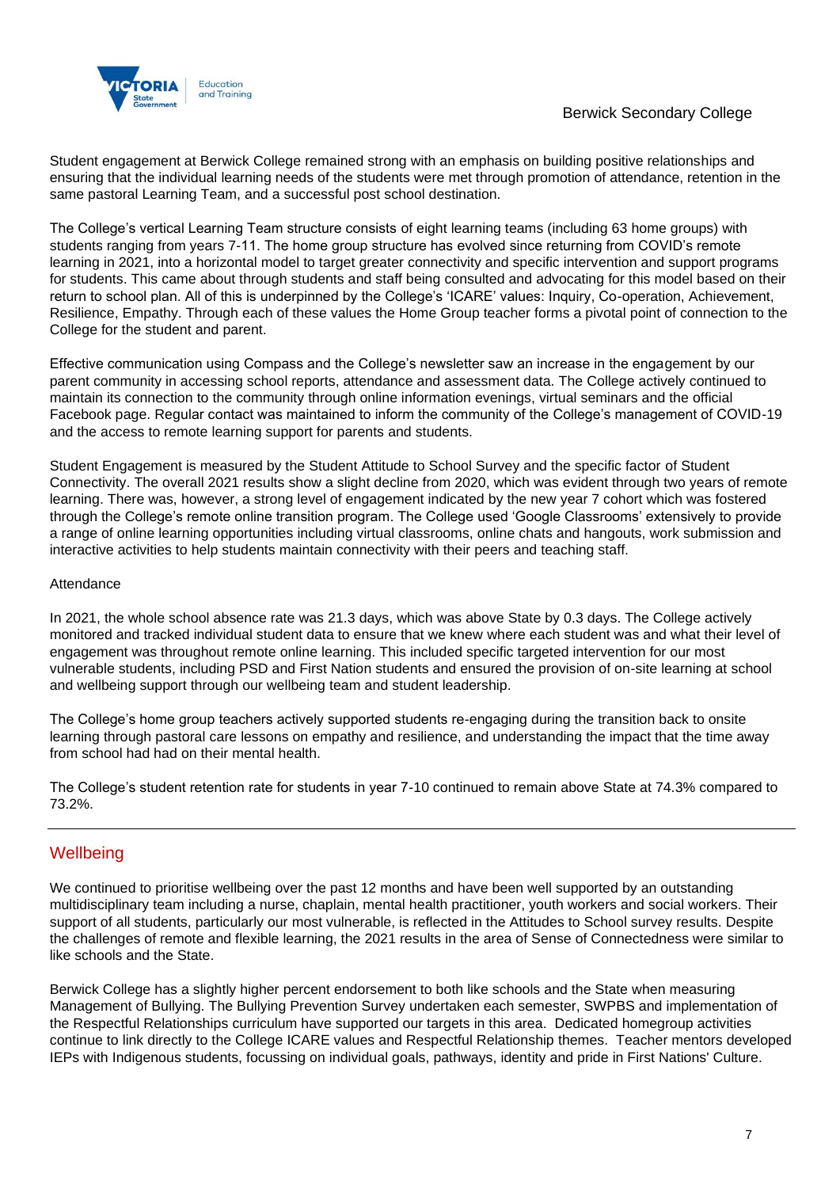Student engagement at Berwick College remained strong with an emphasis on building positive relationships and ensuring that the individual learning needs of the students were met through promotion of attendance, retention in the same pastoral Learning Team, and a successful post school destination.

The College's vertical Learning Team structure consists of eight learning teams (including 63 home groups) with students ranging from years 7-11. The home group structure has evolved since returning from COVID's remote learning in 2021, into a horizontal model to target greater connectivity and specific intervention and support programs for students. This came about through students and staff being consulted and advocating for this model based on their return to school plan. All of this is underpinned by the College's 'ICARE' values: Inquiry, Co-operation, Achievement, Resilience, Empathy. Through each of these values the Home Group teacher forms a pivotal point of connection to the College for the student and parent.

Effective communication using Compass and the College's newsletter saw an increase in the engagement by our parent community in accessing school reports, attendance and assessment data. The College actively continued to maintain its connection to the community through online information evenings, virtual seminars and the official Facebook page. Regular contact was maintained to inform the community of the College's management of COVID-19 and the access to remote learning support for parents and students.

Student Engagement is measured by the Student Attitude to School Survey and the specific factor of Student Connectivity. The overall 2021 results show a slight decline from 2020, which was evident through two years of remote learning. There was, however, a strong level of engagement indicated by the new year 7 cohort which was fostered through the College's remote online transition program. The College used 'Google Classrooms' extensively to provide a range of online learning opportunities including virtual classrooms, online chats and hangouts, work submission and interactive activities to help students maintain connectivity with their peers and teaching staff.

Attendance

In 2021, the whole school absence rate was 21.3 days, which was above State by 0.3 days. The College actively monitored and tracked individual student data to ensure that we knew where each student was and what their level of engagement was throughout remote online learning. This included specific targeted intervention for our most vulnerable students, including PSD and First Nation students and ensured the provision of on-site learning at school and wellbeing support through our wellbeing team and student leadership.

The College's home group teachers actively supported students re-engaging during the transition back to onsite learning through pastoral care lessons on empathy and resilience, and understanding the impact that the time away from school had had on their mental health.

The College's student retention rate for students in year 7-10 continued to remain above State at 74.3% compared to 73.2%.

## Wellbeing

We continued to prioritise wellbeing over the past 12 months and have been well supported by an outstanding multidisciplinary team including a nurse, chaplain, mental health practitioner, youth workers and social workers. Their support of all students, particularly our most vulnerable, is reflected in the Attitudes to School survey results. Despite the challenges of remote and flexible learning, the 2021 results in the area of Sense of Connectedness were similar to like schools and the State.

Berwick College has a slightly higher percent endorsement to both like schools and the State when measuring Management of Bullying. The Bullying Prevention Survey undertaken each semester, SWPBS and implementation of the Respectful Relationships curriculum have supported our targets in this area. Dedicated homegroup activities continue to link directly to the College ICARE values and Respectful Relationship themes. Teacher mentors developed IEPs with Indigenous students, focussing on individual goals, pathways, identity and pride in First Nations' Culture.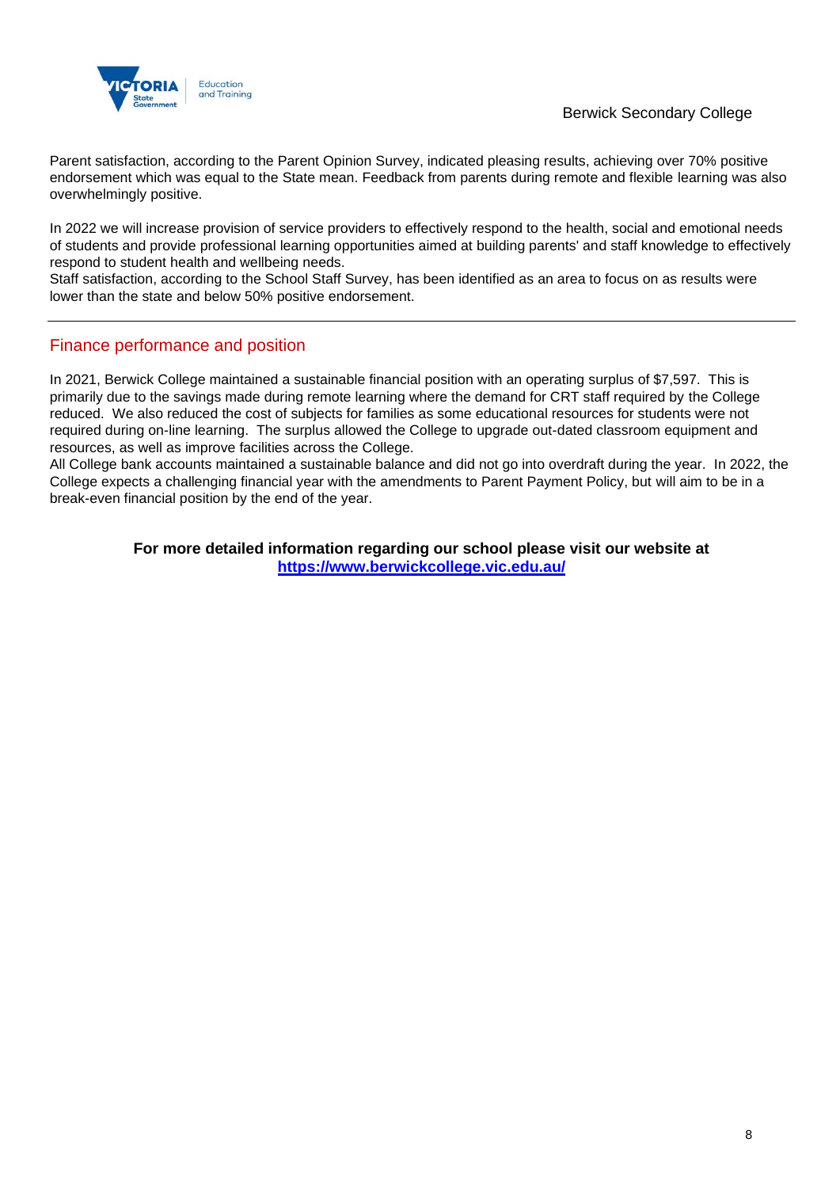Parent satisfaction, according to the Parent Opinion Survey, indicated pleasing results, achieving over 70% positive endorsement which was equal to the State mean. Feedback from parents during remote and flexible learning was also overwhelmingly positive.

In 2022 we will increase provision of service providers to effectively respond to the health, social and emotional needs of students and provide professional learning opportunities aimed at building parents' and staff knowledge to effectively respond to student health and wellbeing needs.
Staff satisfaction, according to the School Staff Survey, has been identified as an area to focus on as results were lower than the state and below 50% positive endorsement.

---

## Finance performance and position

In 2021, Berwick College maintained a sustainable financial position with an operating surplus of $7,597. This is primarily due to the savings made during remote learning where the demand for CRT staff required by the College reduced. We also reduced the cost of subjects for families as some educational resources for students were not required during on-line learning. The surplus allowed the College to upgrade out-dated classroom equipment and resources, as well as improve facilities across the College.
All College bank accounts maintained a sustainable balance and did not go into overdraft during the year. In 2022, the College expects a challenging financial year with the amendments to Parent Payment Policy, but will aim to be in a break-even financial position by the end of the year.

**For more detailed information regarding our school please visit our website at [https://www.berwickcollege.vic.edu.au/](https://www.berwickcollege.vic.edu.au/)**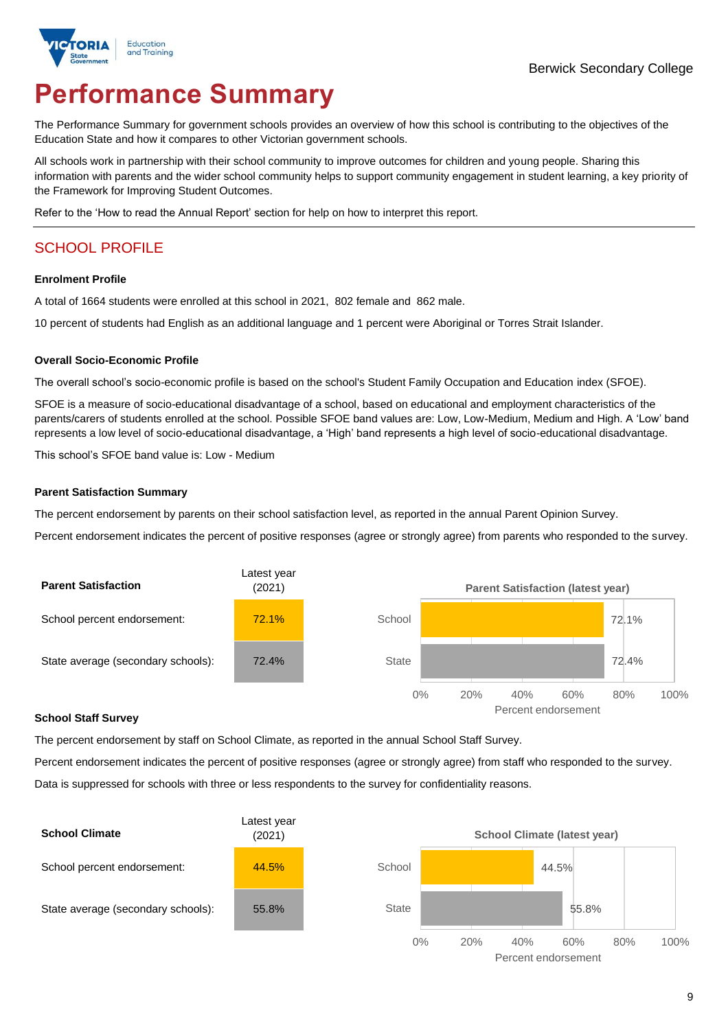# Performance Summary

The Performance Summary for government schools provides an overview of how this school is contributing to the objectives of the Education State and how it compares to other Victorian government schools.

All schools work in partnership with their school community to improve outcomes for children and young people. Sharing this information with parents and the wider school community helps to support community engagement in student learning, a key priority of the Framework for Improving Student Outcomes.

Refer to the 'How to read the Annual Report' section for help on how to interpret this report.

## SCHOOL PROFILE

### Enrolment Profile

A total of 1664 students were enrolled at this school in 2021, 802 female and 862 male.

10 percent of students had English as an additional language and 1 percent were Aboriginal or Torres Strait Islander.

### Overall Socio-Economic Profile

The overall school's socio-economic profile is based on the school's Student Family Occupation and Education index (SFOE).

SFOE is a measure of socio-educational disadvantage of a school, based on educational and employment characteristics of the parents/carers of students enrolled at the school. Possible SFOE band values are: Low, Low-Medium, Medium and High. A 'Low' band represents a low level of socio-educational disadvantage, a 'High' band represents a high level of socio-educational disadvantage.

This school's SFOE band value is: Low - Medium

### Parent Satisfaction Summary

The percent endorsement by parents on their school satisfaction level, as reported in the annual Parent Opinion Survey.

Percent endorsement indicates the percent of positive responses (agree or strongly agree) from parents who responded to the survey.

| Parent Satisfaction | Latest year (2021) |
|---|---|
| School percent endorsement: | 72.1% |
| State average (secondary schools): | 72.4% |

### School Staff Survey

The percent endorsement by staff on School Climate, as reported in the annual School Staff Survey.

Percent endorsement indicates the percent of positive responses (agree or strongly agree) from staff who responded to the survey.

Data is suppressed for schools with three or less respondents to the survey for confidentiality reasons.

| School Climate | Latest year (2021) |
|---|---|
| School percent endorsement: | 44.5% |
| State average (secondary schools): | 55.8% |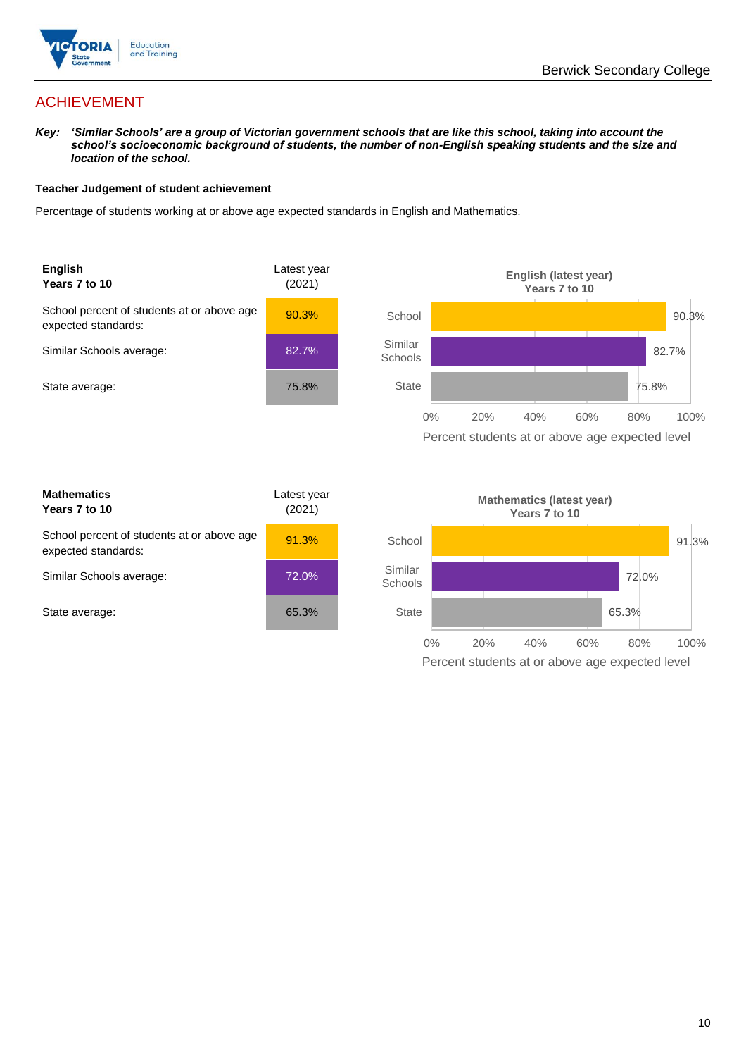## ACHIEVEMENT

***Key:*** ***'Similar Schools' are a group of Victorian government schools that are like this school, taking into account the school's socioeconomic background of students, the number of non-English speaking students and the size and location of the school.***

**Teacher Judgement of student achievement**

Percentage of students working at or above age expected standards in English and Mathematics.

| **English Years 7 to 10** | Latest year (2021) |
|---|---|
| School percent of students at or above age expected standards: | 90.3% |
| Similar Schools average: | 82.7% |
| State average: | 75.8% |

**English (latest year) Years 7 to 10**

| | Percent students at or above age expected level |
|---|---|
| School | 90.3% |
| Similar Schools | 82.7% |
| State | 75.8% |

| **Mathematics Years 7 to 10** | Latest year (2021) |
|---|---|
| School percent of students at or above age expected standards: | 91.3% |
| Similar Schools average: | 72.0% |
| State average: | 65.3% |

**Mathematics (latest year) Years 7 to 10**

| | Percent students at or above age expected level |
|---|---|
| School | 91.3% |
| Similar Schools | 72.0% |
| State | 65.3% |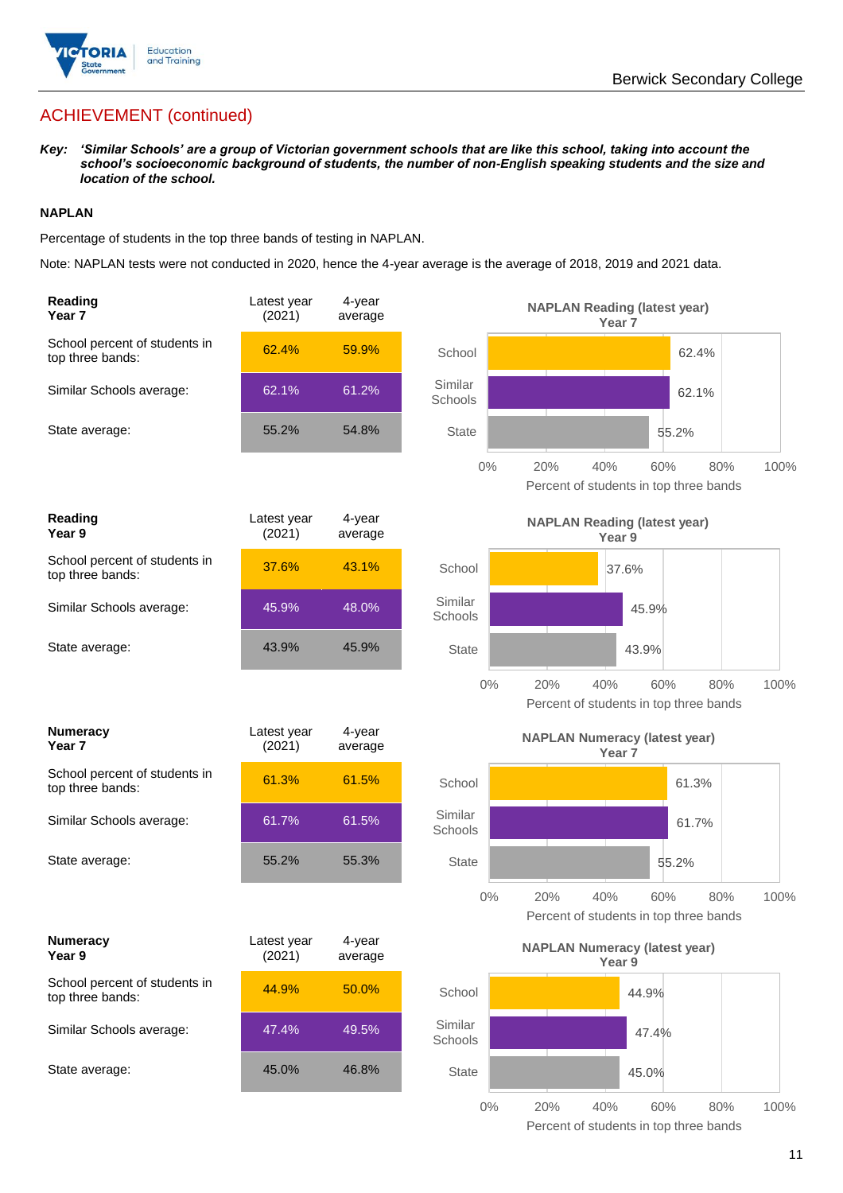## ACHIEVEMENT (continued)

***Key:*** ***'Similar Schools' are a group of Victorian government schools that are like this school, taking into account the school's socioeconomic background of students, the number of non-English speaking students and the size and location of the school.***

### NAPLAN

Percentage of students in the top three bands of testing in NAPLAN.

Note: NAPLAN tests were not conducted in 2020, hence the 4-year average is the average of 2018, 2019 and 2021 data.

| **Reading Year 7** | Latest year (2021) | 4-year average |
|---|---|---|
| School percent of students in top three bands: | 62.4% | 59.9% |
| Similar Schools average: | 62.1% | 61.2% |
| State average: | 55.2% | 54.8% |

**NAPLAN Reading (latest year) Year 7**

| | Percent of students in top three bands |
|---|---|
| School | 62.4% |
| Similar Schools | 62.1% |
| State | 55.2% |

| **Reading Year 9** | Latest year (2021) | 4-year average |
|---|---|---|
| School percent of students in top three bands: | 37.6% | 43.1% |
| Similar Schools average: | 45.9% | 48.0% |
| State average: | 43.9% | 45.9% |

**NAPLAN Reading (latest year) Year 9**

| | Percent of students in top three bands |
|---|---|
| School | 37.6% |
| Similar Schools | 45.9% |
| State | 43.9% |

| **Numeracy Year 7** | Latest year (2021) | 4-year average |
|---|---|---|
| School percent of students in top three bands: | 61.3% | 61.5% |
| Similar Schools average: | 61.7% | 61.5% |
| State average: | 55.2% | 55.3% |

**NAPLAN Numeracy (latest year) Year 7**

| | Percent of students in top three bands |
|---|---|
| School | 61.3% |
| Similar Schools | 61.7% |
| State | 55.2% |

| **Numeracy Year 9** | Latest year (2021) | 4-year average |
|---|---|---|
| School percent of students in top three bands: | 44.9% | 50.0% |
| Similar Schools average: | 47.4% | 49.5% |
| State average: | 45.0% | 46.8% |

**NAPLAN Numeracy (latest year) Year 9**

| | Percent of students in top three bands |
|---|---|
| School | 44.9% |
| Similar Schools | 47.4% |
| State | 45.0% |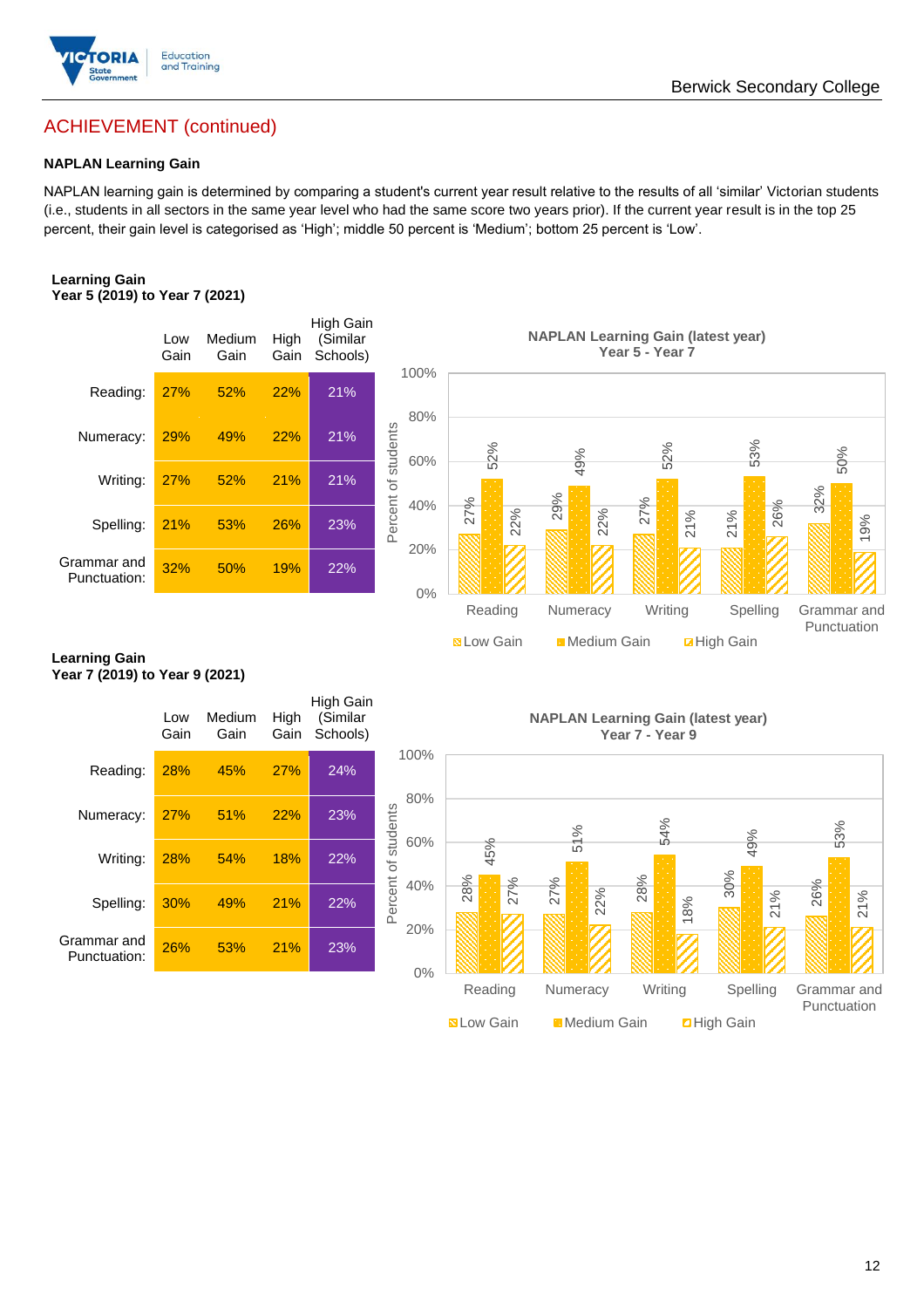## ACHIEVEMENT (continued)

### NAPLAN Learning Gain

NAPLAN learning gain is determined by comparing a student's current year result relative to the results of all 'similar' Victorian students (i.e., students in all sectors in the same year level who had the same score two years prior). If the current year result is in the top 25 percent, their gain level is categorised as 'High'; middle 50 percent is 'Medium'; bottom 25 percent is 'Low'.

**Learning Gain**
**Year 5 (2019) to Year 7 (2021)**

| | Low Gain | Medium Gain | High Gain | High Gain (Similar Schools) |
|---|---|---|---|---|
| Reading: | 27% | 52% | 22% | 21% |
| Numeracy: | 29% | 49% | 22% | 21% |
| Writing: | 27% | 52% | 21% | 21% |
| Spelling: | 21% | 53% | 26% | 23% |
| Grammar and Punctuation: | 32% | 50% | 19% | 22% |

**NAPLAN Learning Gain (latest year)**
**Year 5 - Year 7**

| | Low Gain | Medium Gain | High Gain |
|---|---|---|---|
| Reading | 27% | 52% | 22% |
| Numeracy | 29% | 49% | 22% |
| Writing | 27% | 52% | 21% |
| Spelling | 21% | 53% | 26% |
| Grammar and Punctuation | 32% | 50% | 19% |

**Learning Gain**
**Year 7 (2019) to Year 9 (2021)**

| | Low Gain | Medium Gain | High Gain | High Gain (Similar Schools) |
|---|---|---|---|---|
| Reading: | 28% | 45% | 27% | 24% |
| Numeracy: | 27% | 51% | 22% | 23% |
| Writing: | 28% | 54% | 18% | 22% |
| Spelling: | 30% | 49% | 21% | 22% |
| Grammar and Punctuation: | 26% | 53% | 21% | 23% |

**NAPLAN Learning Gain (latest year)**
**Year 7 - Year 9**

| | Low Gain | Medium Gain | High Gain |
|---|---|---|---|
| Reading | 28% | 45% | 27% |
| Numeracy | 27% | 51% | 22% |
| Writing | 28% | 54% | 18% |
| Spelling | 30% | 49% | 21% |
| Grammar and Punctuation | 26% | 53% | 21% |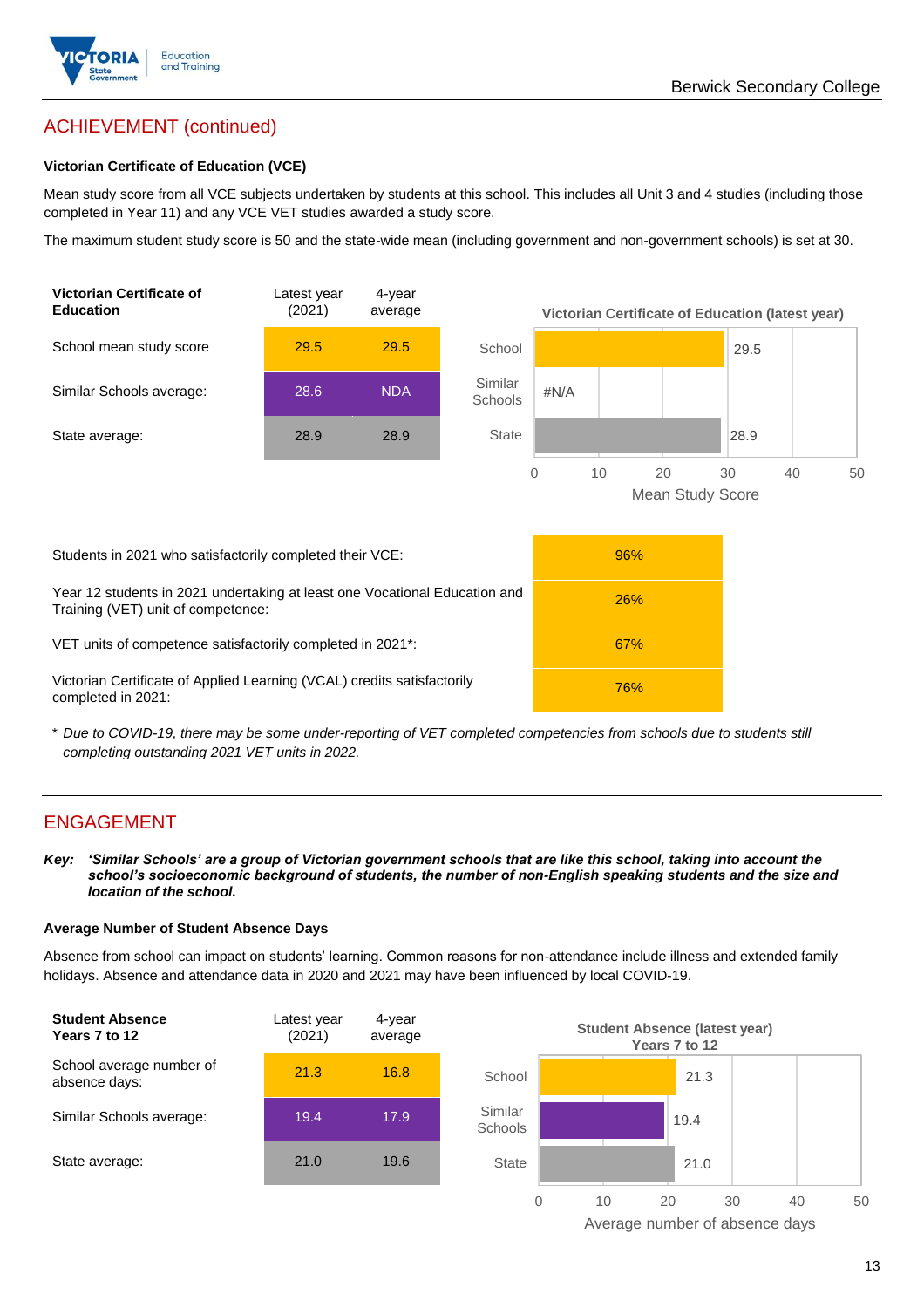## ACHIEVEMENT (continued)

### Victorian Certificate of Education (VCE)

Mean study score from all VCE subjects undertaken by students at this school. This includes all Unit 3 and 4 studies (including those completed in Year 11) and any VCE VET studies awarded a study score.

The maximum student study score is 50 and the state-wide mean (including government and non-government schools) is set at 30.

| Victorian Certificate of Education | Latest year (2021) | 4-year average |
|---|---|---|
| School mean study score | 29.5 | 29.5 |
| Similar Schools average: | 28.6 | NDA |
| State average: | 28.9 | 28.9 |

**Victorian Certificate of Education (latest year)**

| | Mean Study Score |
|---|---|
| School | 29.5 |
| Similar Schools | #N/A |
| State | 28.9 |

| | |
|---|---|
| Students in 2021 who satisfactorily completed their VCE: | 96% |
| Year 12 students in 2021 undertaking at least one Vocational Education and Training (VET) unit of competence: | 26% |
| VET units of competence satisfactorily completed in 2021*: | 67% |
| Victorian Certificate of Applied Learning (VCAL) credits satisfactorily completed in 2021: | 76% |

\* *Due to COVID-19, there may be some under-reporting of VET completed competencies from schools due to students still completing outstanding 2021 VET units in 2022.*

## ENGAGEMENT

***Key:** 'Similar Schools' are a group of Victorian government schools that are like this school, taking into account the school's socioeconomic background of students, the number of non-English speaking students and the size and location of the school.*

### Average Number of Student Absence Days

Absence from school can impact on students' learning. Common reasons for non-attendance include illness and extended family holidays. Absence and attendance data in 2020 and 2021 may have been influenced by local COVID-19.

| Student Absence Years 7 to 12 | Latest year (2021) | 4-year average |
|---|---|---|
| School average number of absence days: | 21.3 | 16.8 |
| Similar Schools average: | 19.4 | 17.9 |
| State average: | 21.0 | 19.6 |

**Student Absence (latest year) Years 7 to 12**

| | Average number of absence days |
|---|---|
| School | 21.3 |
| Similar Schools | 19.4 |
| State | 21.0 |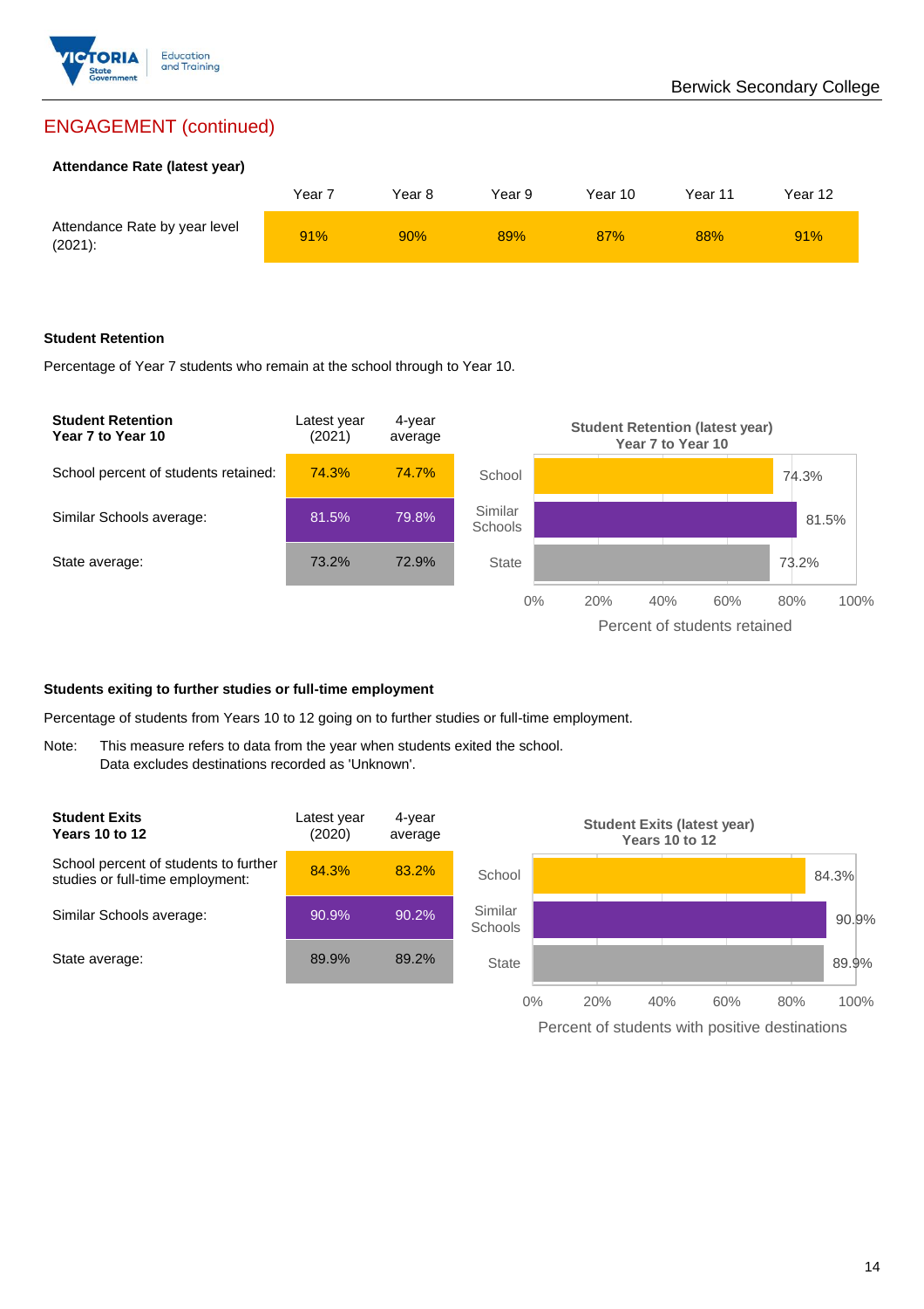## ENGAGEMENT (continued)

### Attendance Rate (latest year)

| | Year 7 | Year 8 | Year 9 | Year 10 | Year 11 | Year 12 |
|---|---|---|---|---|---|---|
| Attendance Rate by year level (2021): | 91% | 90% | 89% | 87% | 88% | 91% |

### Student Retention

Percentage of Year 7 students who remain at the school through to Year 10.

| Student Retention Year 7 to Year 10 | Latest year (2021) | 4-year average |
|---|---|---|
| School percent of students retained: | 74.3% | 74.7% |
| Similar Schools average: | 81.5% | 79.8% |
| State average: | 73.2% | 72.9% |

**Student Retention (latest year) Year 7 to Year 10**

| | Percent of students retained |
|---|---|
| School | 74.3% |
| Similar Schools | 81.5% |
| State | 73.2% |

### Students exiting to further studies or full-time employment

Percentage of students from Years 10 to 12 going on to further studies or full-time employment.

Note: This measure refers to data from the year when students exited the school. Data excludes destinations recorded as 'Unknown'.

| Student Exits Years 10 to 12 | Latest year (2020) | 4-year average |
|---|---|---|
| School percent of students to further studies or full-time employment: | 84.3% | 83.2% |
| Similar Schools average: | 90.9% | 90.2% |
| State average: | 89.9% | 89.2% |

**Student Exits (latest year) Years 10 to 12**

| | Percent of students with positive destinations |
|---|---|
| School | 84.3% |
| Similar Schools | 90.9% |
| State | 89.9% |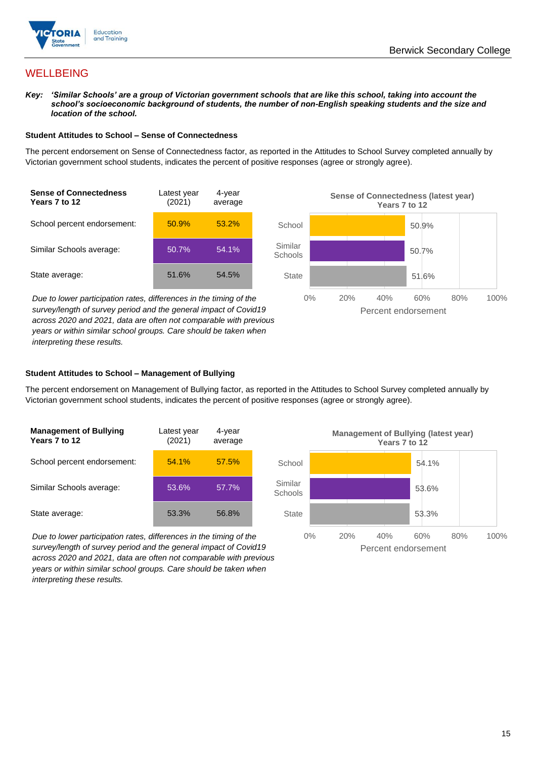# WELLBEING

***Key:** 'Similar Schools' are a group of Victorian government schools that are like this school, taking into account the school's socioeconomic background of students, the number of non-English speaking students and the size and location of the school.*

### Student Attitudes to School – Sense of Connectedness

The percent endorsement on Sense of Connectedness factor, as reported in the Attitudes to School Survey completed annually by Victorian government school students, indicates the percent of positive responses (agree or strongly agree).

| **Sense of Connectedness Years 7 to 12** | Latest year (2021) | 4-year average |
|---|---|---|
| School percent endorsement: | 50.9% | 53.2% |
| Similar Schools average: | 50.7% | 54.1% |
| State average: | 51.6% | 54.5% |

*Due to lower participation rates, differences in the timing of the survey/length of survey period and the general impact of Covid19 across 2020 and 2021, data are often not comparable with previous years or within similar school groups. Care should be taken when interpreting these results.*

**Sense of Connectedness (latest year) Years 7 to 12**

| | Percent endorsement |
|---|---|
| School | 50.9% |
| Similar Schools | 50.7% |
| State | 51.6% |

### Student Attitudes to School – Management of Bullying

The percent endorsement on Management of Bullying factor, as reported in the Attitudes to School Survey completed annually by Victorian government school students, indicates the percent of positive responses (agree or strongly agree).

| **Management of Bullying Years 7 to 12** | Latest year (2021) | 4-year average |
|---|---|---|
| School percent endorsement: | 54.1% | 57.5% |
| Similar Schools average: | 53.6% | 57.7% |
| State average: | 53.3% | 56.8% |

*Due to lower participation rates, differences in the timing of the survey/length of survey period and the general impact of Covid19 across 2020 and 2021, data are often not comparable with previous years or within similar school groups. Care should be taken when interpreting these results.*

**Management of Bullying (latest year) Years 7 to 12**

| | Percent endorsement |
|---|---|
| School | 54.1% |
| Similar Schools | 53.6% |
| State | 53.3% |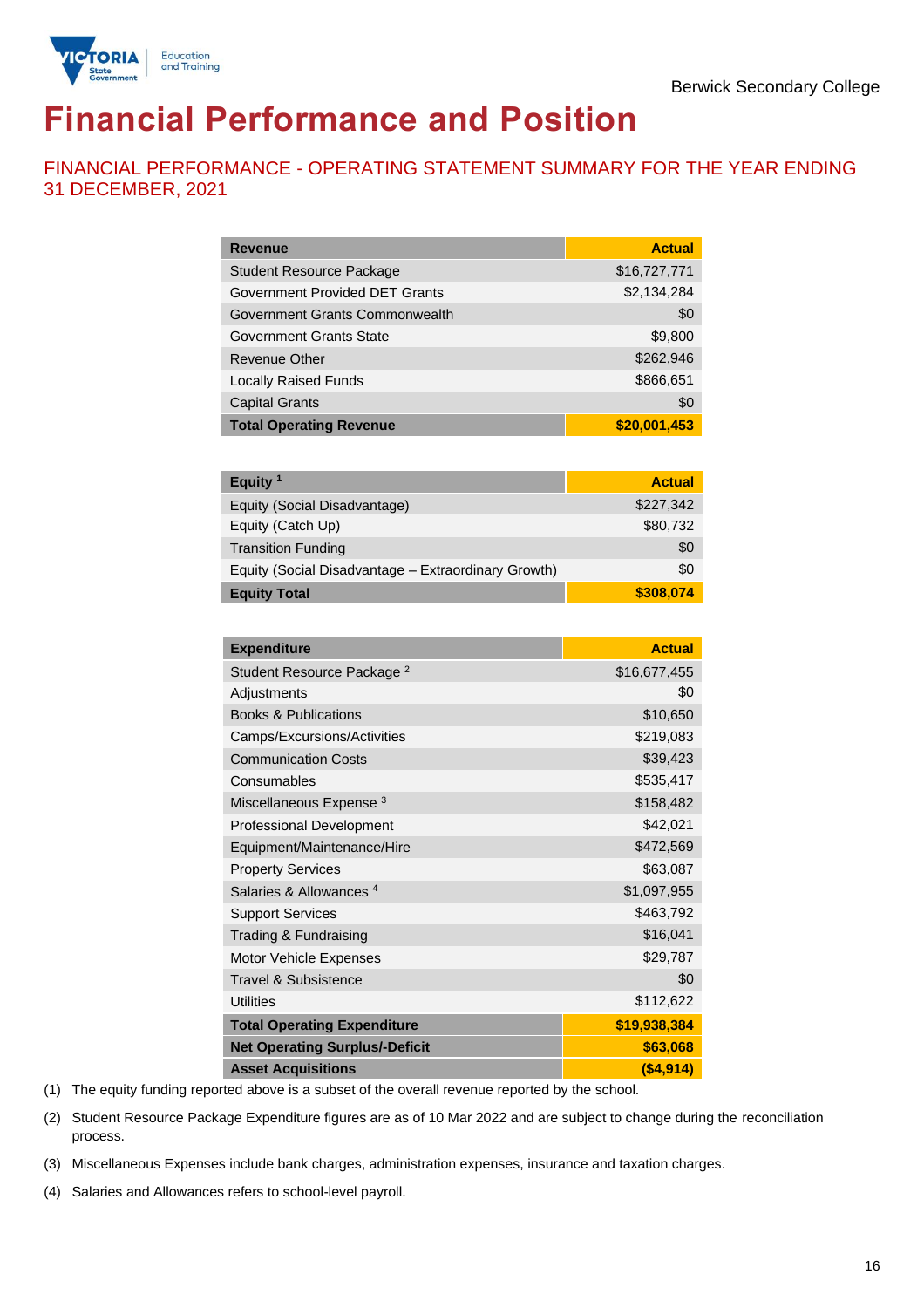Berwick Secondary College

# Financial Performance and Position

## FINANCIAL PERFORMANCE - OPERATING STATEMENT SUMMARY FOR THE YEAR ENDING 31 DECEMBER, 2021

| Revenue | Actual |
|---|---|
| Student Resource Package | $16,727,771 |
| Government Provided DET Grants | $2,134,284 |
| Government Grants Commonwealth | $0 |
| Government Grants State | $9,800 |
| Revenue Other | $262,946 |
| Locally Raised Funds | $866,651 |
| Capital Grants | $0 |
| **Total Operating Revenue** | **$20,001,453** |

| Equity [1] | Actual |
|---|---|
| Equity (Social Disadvantage) | $227,342 |
| Equity (Catch Up) | $80,732 |
| Transition Funding | $0 |
| Equity (Social Disadvantage – Extraordinary Growth) | $0 |
| **Equity Total** | **$308,074** |

| Expenditure | Actual |
|---|---|
| Student Resource Package [2] | $16,677,455 |
| Adjustments | $0 |
| Books & Publications | $10,650 |
| Camps/Excursions/Activities | $219,083 |
| Communication Costs | $39,423 |
| Consumables | $535,417 |
| Miscellaneous Expense [3] | $158,482 |
| Professional Development | $42,021 |
| Equipment/Maintenance/Hire | $472,569 |
| Property Services | $63,087 |
| Salaries & Allowances [4] | $1,097,955 |
| Support Services | $463,792 |
| Trading & Fundraising | $16,041 |
| Motor Vehicle Expenses | $29,787 |
| Travel & Subsistence | $0 |
| Utilities | $112,622 |
| **Total Operating Expenditure** | **$19,938,384** |
| **Net Operating Surplus/-Deficit** | **$63,068** |
| **Asset Acquisitions** | **($4,914)** |

(1) The equity funding reported above is a subset of the overall revenue reported by the school.

(2) Student Resource Package Expenditure figures are as of 10 Mar 2022 and are subject to change during the reconciliation process.

(3) Miscellaneous Expenses include bank charges, administration expenses, insurance and taxation charges.

(4) Salaries and Allowances refers to school-level payroll.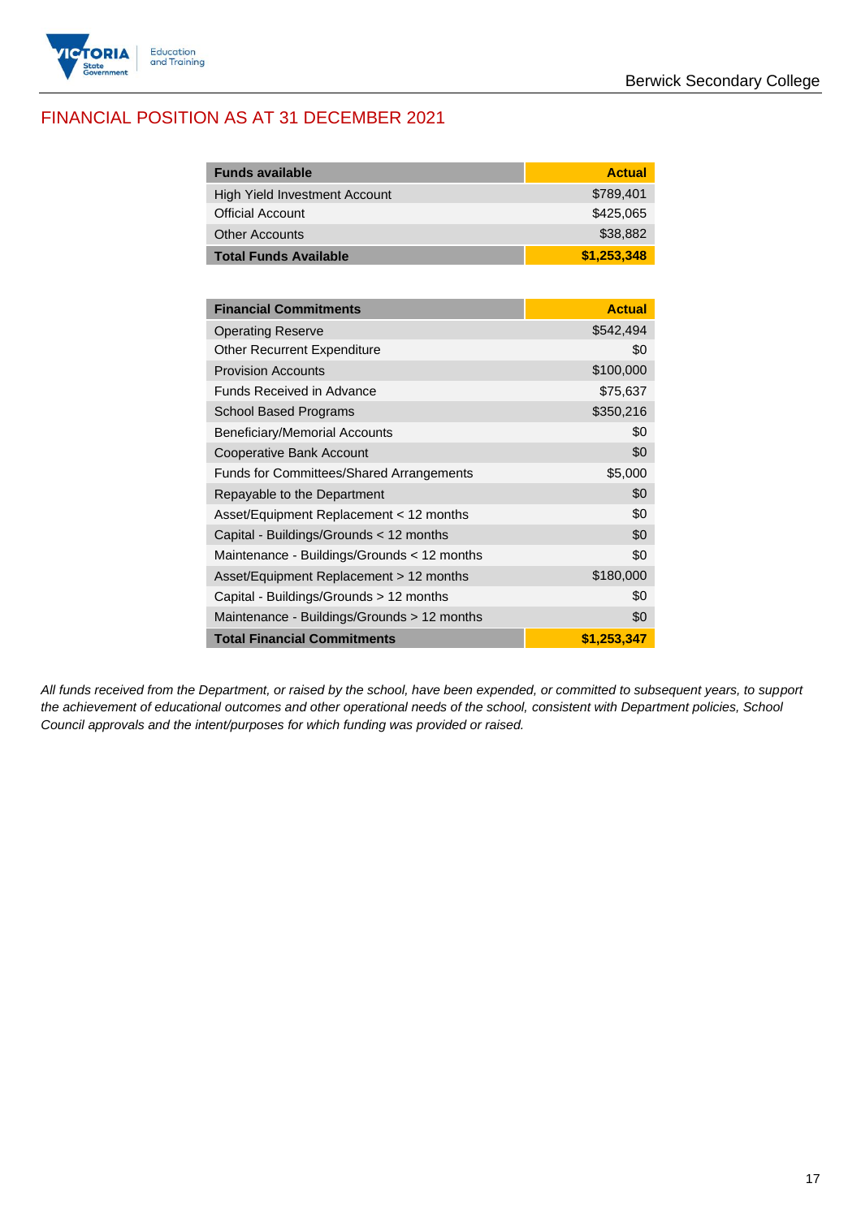# FINANCIAL POSITION AS AT 31 DECEMBER 2021

| Funds available | Actual |
| --- | --- |
| High Yield Investment Account | $789,401 |
| Official Account | $425,065 |
| Other Accounts | $38,882 |
| **Total Funds Available** | **$1,253,348** |

| Financial Commitments | Actual |
| --- | --- |
| Operating Reserve | $542,494 |
| Other Recurrent Expenditure | $0 |
| Provision Accounts | $100,000 |
| Funds Received in Advance | $75,637 |
| School Based Programs | $350,216 |
| Beneficiary/Memorial Accounts | $0 |
| Cooperative Bank Account | $0 |
| Funds for Committees/Shared Arrangements | $5,000 |
| Repayable to the Department | $0 |
| Asset/Equipment Replacement < 12 months | $0 |
| Capital - Buildings/Grounds < 12 months | $0 |
| Maintenance - Buildings/Grounds < 12 months | $0 |
| Asset/Equipment Replacement > 12 months | $180,000 |
| Capital - Buildings/Grounds > 12 months | $0 |
| Maintenance - Buildings/Grounds > 12 months | $0 |
| **Total Financial Commitments** | **$1,253,347** |

*All funds received from the Department, or raised by the school, have been expended, or committed to subsequent years, to support the achievement of educational outcomes and other operational needs of the school, consistent with Department policies, School Council approvals and the intent/purposes for which funding was provided or raised.*